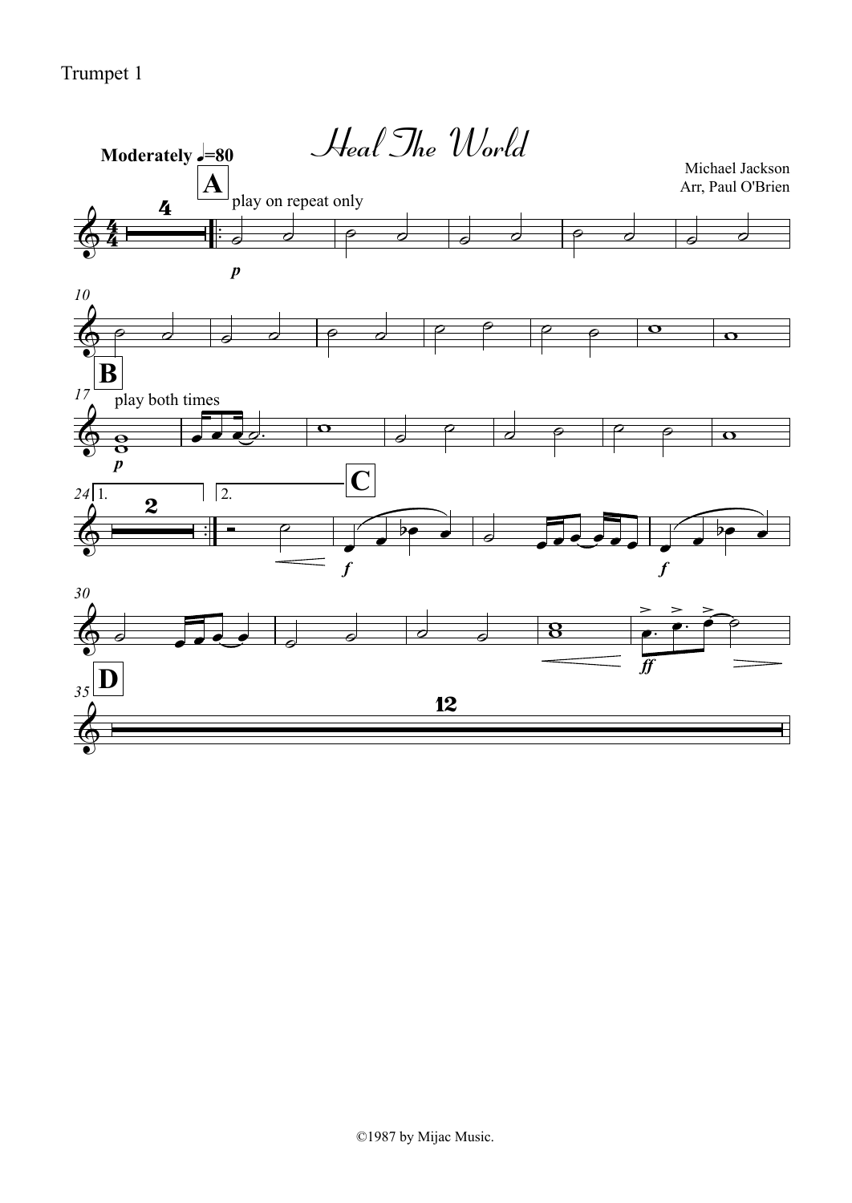Trumpet 1

# Heal The World

Michael Jackson
Arr, Paul O'Brien

**Moderately** ♩=80

**A** play on repeat only

**B** play both times

**C**

**D**

©1987 by Mijac Music.